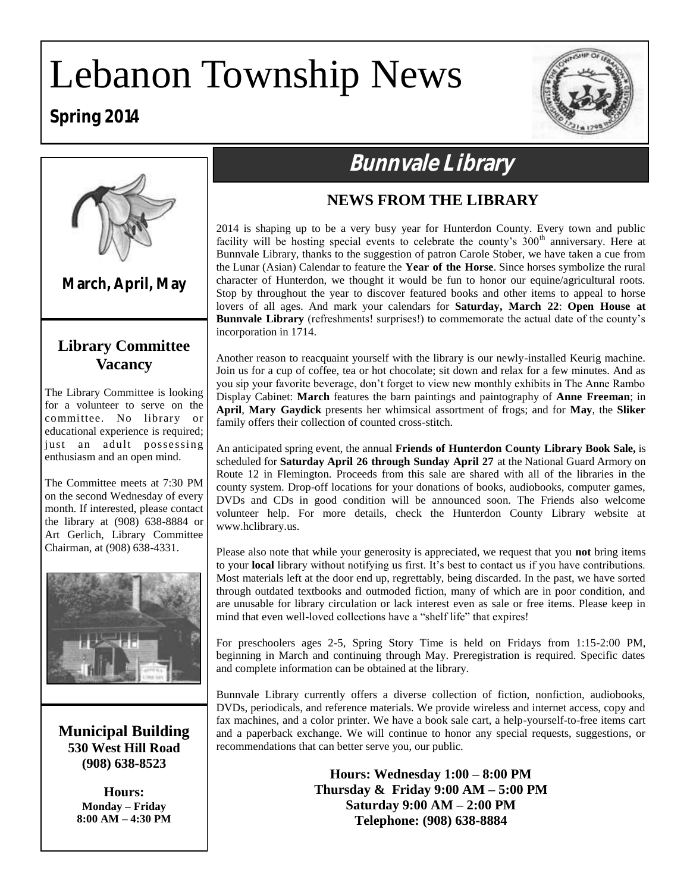# Lebanon Township News

**Spring 2014**

**March, April, May**

## Library Committee Vacancy

The Library Committee is looking for a volunteer to serve on the committee. No library or educational experience is required; just an adult possessing enthusiasm and an open mind.

The Committee meets at 7:30 PM on the second Wednesday of every month. If interested, please contact the library at (908) 638-8884 or Art Gerlich, Library Committee Chairman, at (908) 638-4331.

**Municipal Building**
**530 West Hill Road**
**(908) 638-8523**

**Hours:**
**Monday – Friday**
**8:00 AM – 4:30 PM**

# Bunnvale Library

## NEWS FROM THE LIBRARY

2014 is shaping up to be a very busy year for Hunterdon County. Every town and public facility will be hosting special events to celebrate the county's 300th anniversary. Here at Bunnvale Library, thanks to the suggestion of patron Carole Stober, we have taken a cue from the Lunar (Asian) Calendar to feature the **Year of the Horse**. Since horses symbolize the rural character of Hunterdon, we thought it would be fun to honor our equine/agricultural roots. Stop by throughout the year to discover featured books and other items to appeal to horse lovers of all ages. And mark your calendars for **Saturday, March 22**: **Open House at Bunnvale Library** (refreshments! surprises!) to commemorate the actual date of the county's incorporation in 1714.

Another reason to reacquaint yourself with the library is our newly-installed Keurig machine. Join us for a cup of coffee, tea or hot chocolate; sit down and relax for a few minutes. And as you sip your favorite beverage, don't forget to view new monthly exhibits in The Anne Rambo Display Cabinet: **March** features the barn paintings and paintography of **Anne Freeman**; in **April**, **Mary Gaydick** presents her whimsical assortment of frogs; and for **May**, the **Sliker** family offers their collection of counted cross-stitch.

An anticipated spring event, the annual **Friends of Hunterdon County Library Book Sale,** is scheduled for **Saturday April 26 through Sunday April 27** at the National Guard Armory on Route 12 in Flemington. Proceeds from this sale are shared with all of the libraries in the county system. Drop-off locations for your donations of books, audiobooks, computer games, DVDs and CDs in good condition will be announced soon. The Friends also welcome volunteer help. For more details, check the Hunterdon County Library website at www.hclibrary.us.

Please also note that while your generosity is appreciated, we request that you **not** bring items to your **local** library without notifying us first. It's best to contact us if you have contributions. Most materials left at the door end up, regrettably, being discarded. In the past, we have sorted through outdated textbooks and outmoded fiction, many of which are in poor condition, and are unusable for library circulation or lack interest even as sale or free items. Please keep in mind that even well-loved collections have a "shelf life" that expires!

For preschoolers ages 2-5, Spring Story Time is held on Fridays from 1:15-2:00 PM, beginning in March and continuing through May. Preregistration is required. Specific dates and complete information can be obtained at the library.

Bunnvale Library currently offers a diverse collection of fiction, nonfiction, audiobooks, DVDs, periodicals, and reference materials. We provide wireless and internet access, copy and fax machines, and a color printer. We have a book sale cart, a help-yourself-to-free items cart and a paperback exchange. We will continue to honor any special requests, suggestions, or recommendations that can better serve you, our public.

**Hours: Wednesday 1:00 – 8:00 PM**
**Thursday & Friday 9:00 AM – 5:00 PM**
**Saturday 9:00 AM – 2:00 PM**
**Telephone: (908) 638-8884**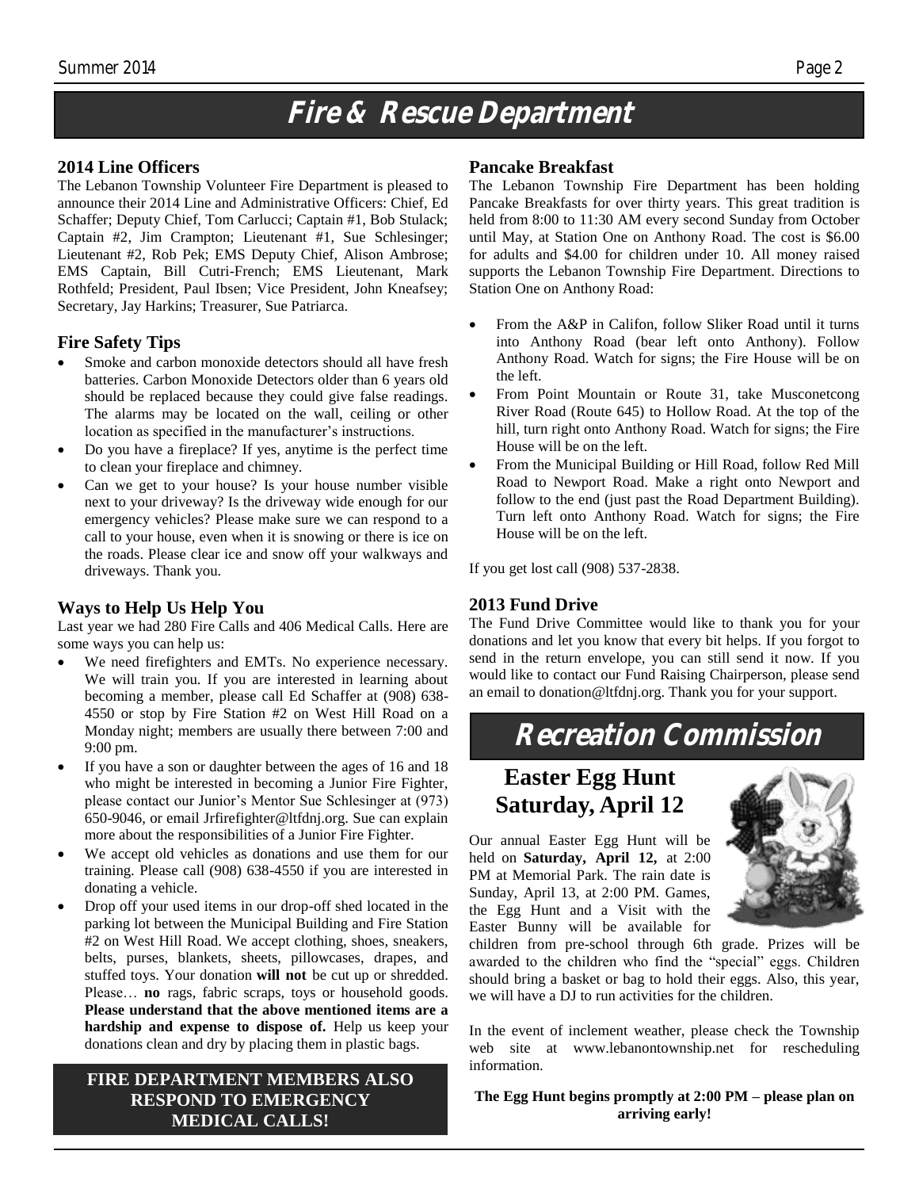# Fire & Rescue Department

### 2014 Line Officers

The Lebanon Township Volunteer Fire Department is pleased to announce their 2014 Line and Administrative Officers: Chief, Ed Schaffer; Deputy Chief, Tom Carlucci; Captain #1, Bob Stulack; Captain #2, Jim Crampton; Lieutenant #1, Sue Schlesinger; Lieutenant #2, Rob Pek; EMS Deputy Chief, Alison Ambrose; EMS Captain, Bill Cutri-French; EMS Lieutenant, Mark Rothfeld; President, Paul Ibsen; Vice President, John Kneafsey; Secretary, Jay Harkins; Treasurer, Sue Patriarca.

### Fire Safety Tips

- Smoke and carbon monoxide detectors should all have fresh batteries. Carbon Monoxide Detectors older than 6 years old should be replaced because they could give false readings. The alarms may be located on the wall, ceiling or other location as specified in the manufacturer's instructions.
- Do you have a fireplace? If yes, anytime is the perfect time to clean your fireplace and chimney.
- Can we get to your house? Is your house number visible next to your driveway? Is the driveway wide enough for our emergency vehicles? Please make sure we can respond to a call to your house, even when it is snowing or there is ice on the roads. Please clear ice and snow off your walkways and driveways. Thank you.

### Ways to Help Us Help You

Last year we had 280 Fire Calls and 406 Medical Calls. Here are some ways you can help us:

- We need firefighters and EMTs. No experience necessary. We will train you. If you are interested in learning about becoming a member, please call Ed Schaffer at (908) 638-4550 or stop by Fire Station #2 on West Hill Road on a Monday night; members are usually there between 7:00 and 9:00 pm.
- If you have a son or daughter between the ages of 16 and 18 who might be interested in becoming a Junior Fire Fighter, please contact our Junior's Mentor Sue Schlesinger at (973) 650-9046, or email Jrfirefighter@ltfdnj.org. Sue can explain more about the responsibilities of a Junior Fire Fighter.
- We accept old vehicles as donations and use them for our training. Please call (908) 638-4550 if you are interested in donating a vehicle.
- Drop off your used items in our drop-off shed located in the parking lot between the Municipal Building and Fire Station #2 on West Hill Road. We accept clothing, shoes, sneakers, belts, purses, blankets, sheets, pillowcases, drapes, and stuffed toys. Your donation **will not** be cut up or shredded. Please… **no** rags, fabric scraps, toys or household goods. **Please understand that the above mentioned items are a hardship and expense to dispose of.** Help us keep your donations clean and dry by placing them in plastic bags.

**FIRE DEPARTMENT MEMBERS ALSO RESPOND TO EMERGENCY MEDICAL CALLS!**

### Pancake Breakfast

The Lebanon Township Fire Department has been holding Pancake Breakfasts for over thirty years. This great tradition is held from 8:00 to 11:30 AM every second Sunday from October until May, at Station One on Anthony Road. The cost is $6.00 for adults and $4.00 for children under 10. All money raised supports the Lebanon Township Fire Department. Directions to Station One on Anthony Road:

- From the A&P in Califon, follow Sliker Road until it turns into Anthony Road (bear left onto Anthony). Follow Anthony Road. Watch for signs; the Fire House will be on the left.
- From Point Mountain or Route 31, take Musconetcong River Road (Route 645) to Hollow Road. At the top of the hill, turn right onto Anthony Road. Watch for signs; the Fire House will be on the left.
- From the Municipal Building or Hill Road, follow Red Mill Road to Newport Road. Make a right onto Newport and follow to the end (just past the Road Department Building). Turn left onto Anthony Road. Watch for signs; the Fire House will be on the left.

If you get lost call (908) 537-2838.

### 2013 Fund Drive

The Fund Drive Committee would like to thank you for your donations and let you know that every bit helps. If you forgot to send in the return envelope, you can still send it now. If you would like to contact our Fund Raising Chairperson, please send an email to donation@ltfdnj.org. Thank you for your support.

# Recreation Commission

## Easter Egg Hunt Saturday, April 12

Our annual Easter Egg Hunt will be held on **Saturday, April 12,** at 2:00 PM at Memorial Park. The rain date is Sunday, April 13, at 2:00 PM. Games, the Egg Hunt and a Visit with the Easter Bunny will be available for children from pre-school through 6th grade. Prizes will be awarded to the children who find the "special" eggs. Children should bring a basket or bag to hold their eggs. Also, this year, we will have a DJ to run activities for the children.

In the event of inclement weather, please check the Township web site at www.lebanontownship.net for rescheduling information.

**The Egg Hunt begins promptly at 2:00 PM – please plan on arriving early!**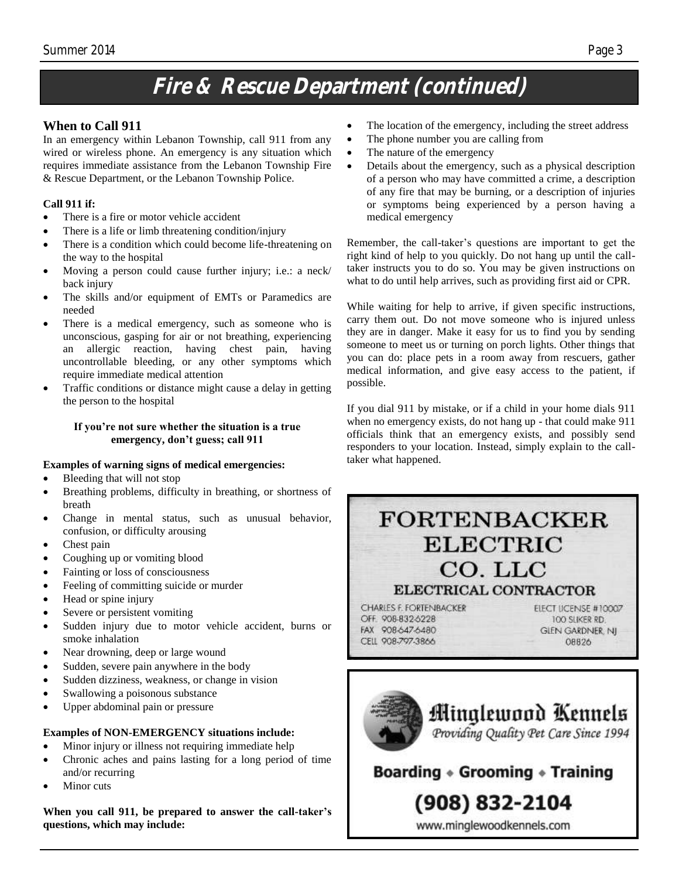# Fire & Rescue Department (continued)

## When to Call 911

In an emergency within Lebanon Township, call 911 from any wired or wireless phone. An emergency is any situation which requires immediate assistance from the Lebanon Township Fire & Rescue Department, or the Lebanon Township Police.

**Call 911 if:**

- There is a fire or motor vehicle accident
- There is a life or limb threatening condition/injury
- There is a condition which could become life-threatening on the way to the hospital
- Moving a person could cause further injury; i.e.: a neck/ back injury
- The skills and/or equipment of EMTs or Paramedics are needed
- There is a medical emergency, such as someone who is unconscious, gasping for air or not breathing, experiencing an allergic reaction, having chest pain, having uncontrollable bleeding, or any other symptoms which require immediate medical attention
- Traffic conditions or distance might cause a delay in getting the person to the hospital

**If you're not sure whether the situation is a true emergency, don't guess; call 911**

**Examples of warning signs of medical emergencies:**

- Bleeding that will not stop
- Breathing problems, difficulty in breathing, or shortness of breath
- Change in mental status, such as unusual behavior, confusion, or difficulty arousing
- Chest pain
- Coughing up or vomiting blood
- Fainting or loss of consciousness
- Feeling of committing suicide or murder
- Head or spine injury
- Severe or persistent vomiting
- Sudden injury due to motor vehicle accident, burns or smoke inhalation
- Near drowning, deep or large wound
- Sudden, severe pain anywhere in the body
- Sudden dizziness, weakness, or change in vision
- Swallowing a poisonous substance
- Upper abdominal pain or pressure

**Examples of NON-EMERGENCY situations include:**

- Minor injury or illness not requiring immediate help
- Chronic aches and pains lasting for a long period of time and/or recurring
- Minor cuts

**When you call 911, be prepared to answer the call-taker's questions, which may include:**

- The location of the emergency, including the street address
- The phone number you are calling from
- The nature of the emergency
- Details about the emergency, such as a physical description of a person who may have committed a crime, a description of any fire that may be burning, or a description of injuries or symptoms being experienced by a person having a medical emergency

Remember, the call-taker's questions are important to get the right kind of help to you quickly. Do not hang up until the call-taker instructs you to do so. You may be given instructions on what to do until help arrives, such as providing first aid or CPR.

While waiting for help to arrive, if given specific instructions, carry them out. Do not move someone who is injured unless they are in danger. Make it easy for us to find you by sending someone to meet us or turning on porch lights. Other things that you can do: place pets in a room away from rescuers, gather medical information, and give easy access to the patient, if possible.

If you dial 911 by mistake, or if a child in your home dials 911 when no emergency exists, do not hang up - that could make 911 officials think that an emergency exists, and possibly send responders to your location. Instead, simply explain to the call-taker what happened.

**FORTENBACKER ELECTRIC CO. LLC**
**ELECTRICAL CONTRACTOR**

CHARLES F. FORTENBACKER
OFF. 908-832-6228
FAX 908-647-6480
CELL 908-797-3866

ELECT LICENSE #10007
100 SLIKER RD.
GLEN GARDNER, NJ
08826

**Minglewood Kennels**
*Providing Quality Pet Care Since 1994*

**Boarding • Grooming • Training**

**(908) 832-2104**

www.minglewoodkennels.com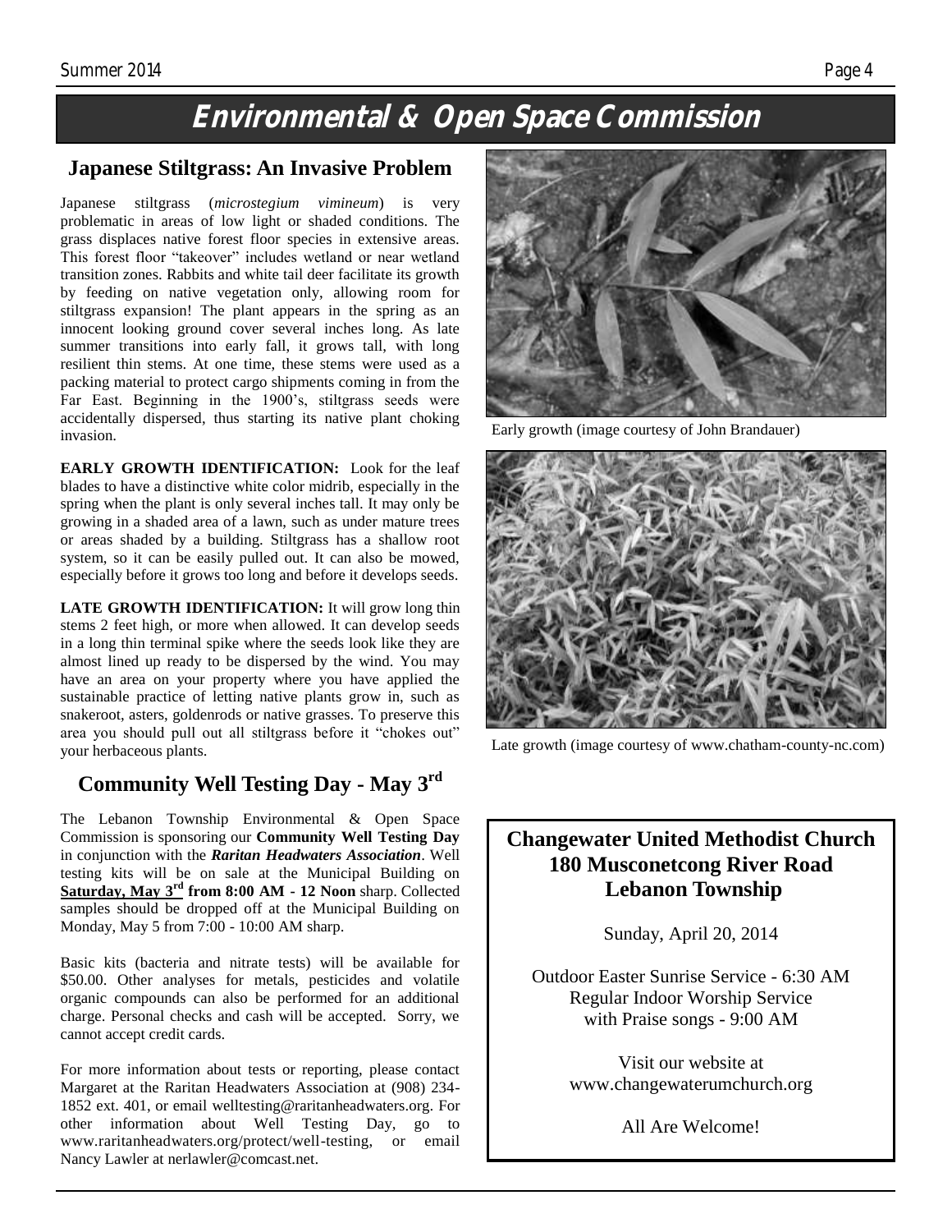# Environmental & Open Space Commission

## Japanese Stiltgrass: An Invasive Problem

Japanese stiltgrass (*microstegium vimineum*) is very problematic in areas of low light or shaded conditions. The grass displaces native forest floor species in extensive areas. This forest floor "takeover" includes wetland or near wetland transition zones. Rabbits and white tail deer facilitate its growth by feeding on native vegetation only, allowing room for stiltgrass expansion! The plant appears in the spring as an innocent looking ground cover several inches long. As late summer transitions into early fall, it grows tall, with long resilient thin stems. At one time, these stems were used as a packing material to protect cargo shipments coming in from the Far East. Beginning in the 1900's, stiltgrass seeds were accidentally dispersed, thus starting its native plant choking invasion.

**EARLY GROWTH IDENTIFICATION:** Look for the leaf blades to have a distinctive white color midrib, especially in the spring when the plant is only several inches tall. It may only be growing in a shaded area of a lawn, such as under mature trees or areas shaded by a building. Stiltgrass has a shallow root system, so it can be easily pulled out. It can also be mowed, especially before it grows too long and before it develops seeds.

**LATE GROWTH IDENTIFICATION:** It will grow long thin stems 2 feet high, or more when allowed. It can develop seeds in a long thin terminal spike where the seeds look like they are almost lined up ready to be dispersed by the wind. You may have an area on your property where you have applied the sustainable practice of letting native plants grow in, such as snakeroot, asters, goldenrods or native grasses. To preserve this area you should pull out all stiltgrass before it "chokes out" your herbaceous plants.

Early growth (image courtesy of John Brandauer)

Late growth (image courtesy of www.chatham-county-nc.com)

## Community Well Testing Day - May 3rd

The Lebanon Township Environmental & Open Space Commission is sponsoring our **Community Well Testing Day** in conjunction with the ***Raritan Headwaters Association***. Well testing kits will be on sale at the Municipal Building on **Saturday, May 3rd from 8:00 AM - 12 Noon** sharp. Collected samples should be dropped off at the Municipal Building on Monday, May 5 from 7:00 - 10:00 AM sharp.

Basic kits (bacteria and nitrate tests) will be available for $50.00. Other analyses for metals, pesticides and volatile organic compounds can also be performed for an additional charge. Personal checks and cash will be accepted. Sorry, we cannot accept credit cards.

For more information about tests or reporting, please contact Margaret at the Raritan Headwaters Association at (908) 234-1852 ext. 401, or email welltesting@raritanheadwaters.org. For other information about Well Testing Day, go to www.raritanheadwaters.org/protect/well-testing, or email Nancy Lawler at nerlawler@comcast.net.

**Changewater United Methodist Church**
**180 Musconetcong River Road**
**Lebanon Township**

Sunday, April 20, 2014

Outdoor Easter Sunrise Service - 6:30 AM
Regular Indoor Worship Service
with Praise songs - 9:00 AM

Visit our website at
www.changewaterumchurch.org

All Are Welcome!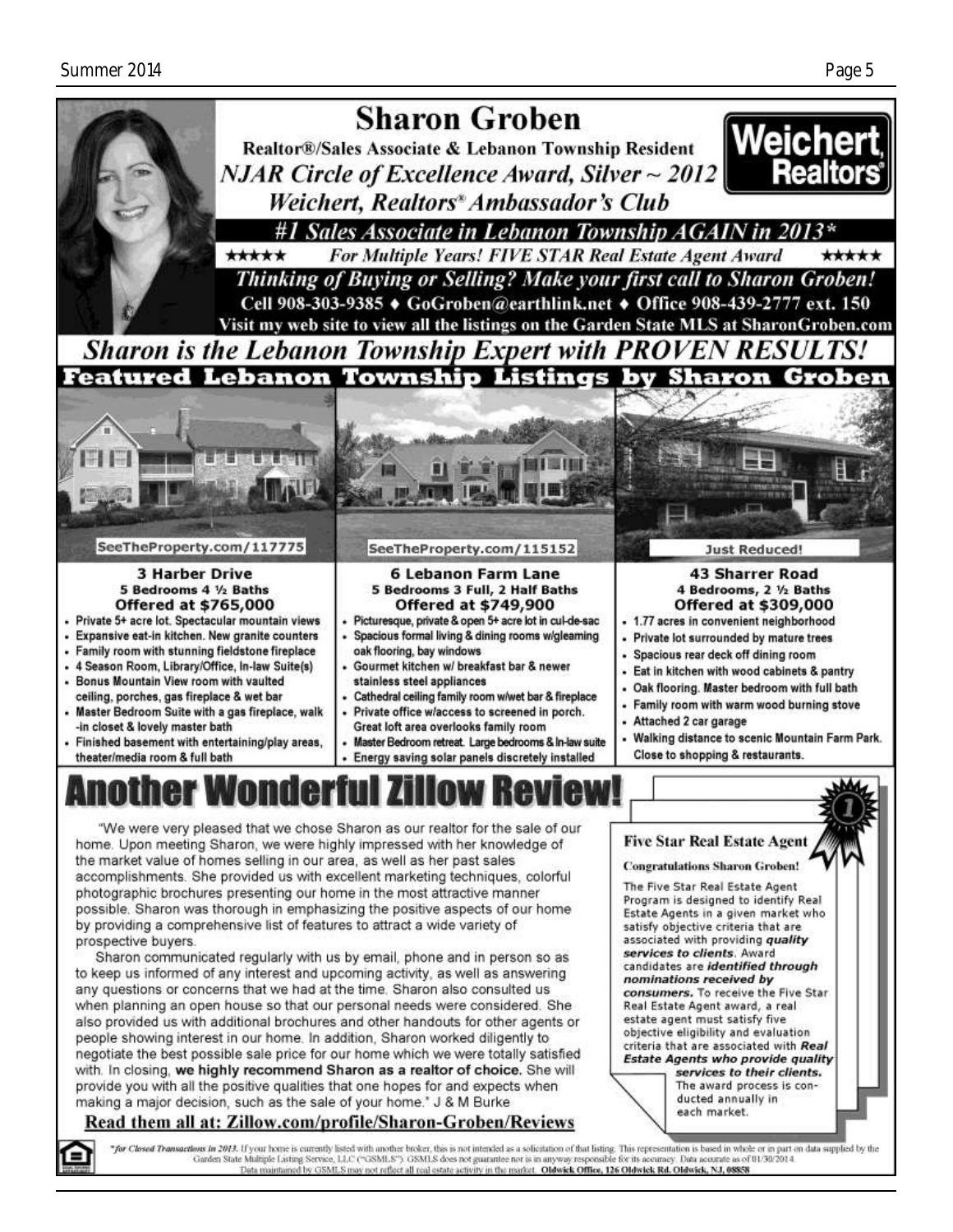# Sharon Groben

**Realtor®/Sales Associate & Lebanon Township Resident**

*NJAR Circle of Excellence Award, Silver ~ 2012*

*Weichert, Realtors® Ambassador's Club*

Weichert, Realtors®

***#1 Sales Associate in Lebanon Township AGAIN in 2013\****

★★★★★ *For Multiple Years! FIVE STAR Real Estate Agent Award* ★★★★★

***Thinking of Buying or Selling? Make your first call to Sharon Groben!***

**Cell 908-303-9385 ♦ GoGroben@earthlink.net ♦ Office 908-439-2777 ext. 150**

**Visit my web site to view all the listings on the Garden State MLS at SharonGroben.com**

## *Sharon is the Lebanon Township Expert with PROVEN RESULTS!*

## Featured Lebanon Township Listings by Sharon Groben

SeeTheProperty.com/117775

### 3 Harber Drive

**5 Bedrooms 4 ½ Baths**

**Offered at $765,000**

- Private 5+ acre lot. Spectacular mountain views
- Expansive eat-in kitchen. New granite counters
- Family room with stunning fieldstone fireplace
- 4 Season Room, Library/Office, In-law Suite(s)
- Bonus Mountain View room with vaulted ceiling, porches, gas fireplace & wet bar
- Master Bedroom Suite with a gas fireplace, walk-in closet & lovely master bath
- Finished basement with entertaining/play areas, theater/media room & full bath

SeeTheProperty.com/115152

### 6 Lebanon Farm Lane

**5 Bedrooms 3 Full, 2 Half Baths**

**Offered at $749,900**

- Picturesque, private & open 5+ acre lot in cul-de-sac
- Spacious formal living & dining rooms w/gleaming oak flooring, bay windows
- Gourmet kitchen w/ breakfast bar & newer stainless steel appliances
- Cathedral ceiling family room w/wet bar & fireplace
- Private office w/access to screened in porch. Great loft area overlooks family room
- Master Bedroom retreat. Large bedrooms & In-law suite
- Energy saving solar panels discretely installed

Just Reduced!

### 43 Sharrer Road

**4 Bedrooms, 2 ½ Baths**

**Offered at $309,000**

- 1.77 acres in convenient neighborhood
- Private lot surrounded by mature trees
- Spacious rear deck off dining room
- Eat in kitchen with wood cabinets & pantry
- Oak flooring. Master bedroom with full bath
- Family room with warm wood burning stove
- Attached 2 car garage
- Walking distance to scenic Mountain Farm Park. Close to shopping & restaurants.

# Another Wonderful Zillow Review!

"We were very pleased that we chose Sharon as our realtor for the sale of our home. Upon meeting Sharon, we were highly impressed with her knowledge of the market value of homes selling in our area, as well as her past sales accomplishments. She provided us with excellent marketing techniques, colorful photographic brochures presenting our home in the most attractive manner possible. Sharon was thorough in emphasizing the positive aspects of our home by providing a comprehensive list of features to attract a wide variety of prospective buyers.

Sharon communicated regularly with us by email, phone and in person so as to keep us informed of any interest and upcoming activity, as well as answering any questions or concerns that we had at the time. Sharon also consulted us when planning an open house so that our personal needs were considered. She also provided us with additional brochures and other handouts for other agents or people showing interest in our home. In addition, Sharon worked diligently to negotiate the best possible sale price for our home which we were totally satisfied with. In closing, **we highly recommend Sharon as a realtor of choice.** She will provide you with all the positive qualities that one hopes for and expects when making a major decision, such as the sale of your home." J & M Burke

**Read them all at: Zillow.com/profile/Sharon-Groben/Reviews**

### Five Star Real Estate Agent

**Congratulations Sharon Groben!**

The Five Star Real Estate Agent Program is designed to identify Real Estate Agents in a given market who satisfy objective criteria that are associated with providing ***quality services to clients***. Award candidates are ***identified through nominations received by consumers.*** To receive the Five Star Real Estate Agent award, a real estate agent must satisfy five objective eligibility and evaluation criteria that are associated with ***Real Estate Agents who provide quality services to their clients.*** The award process is conducted annually in each market.

\**for Closed Transactions in 2013.* If your home is currently listed with another broker, this is not intended as a solicitation of that listing. This representation is based in whole or in part on data supplied by the Garden State Multiple Listing Service, LLC ("GSMLS"). GSMLS does not guarantee nor is in anyway responsible for its accuracy. Data accurate as of 01/30/2014. Data maintained by GSMLS may not reflect all real estate activity in the market. **Oldwick Office, 126 Oldwick Rd. Oldwick, NJ, 08858**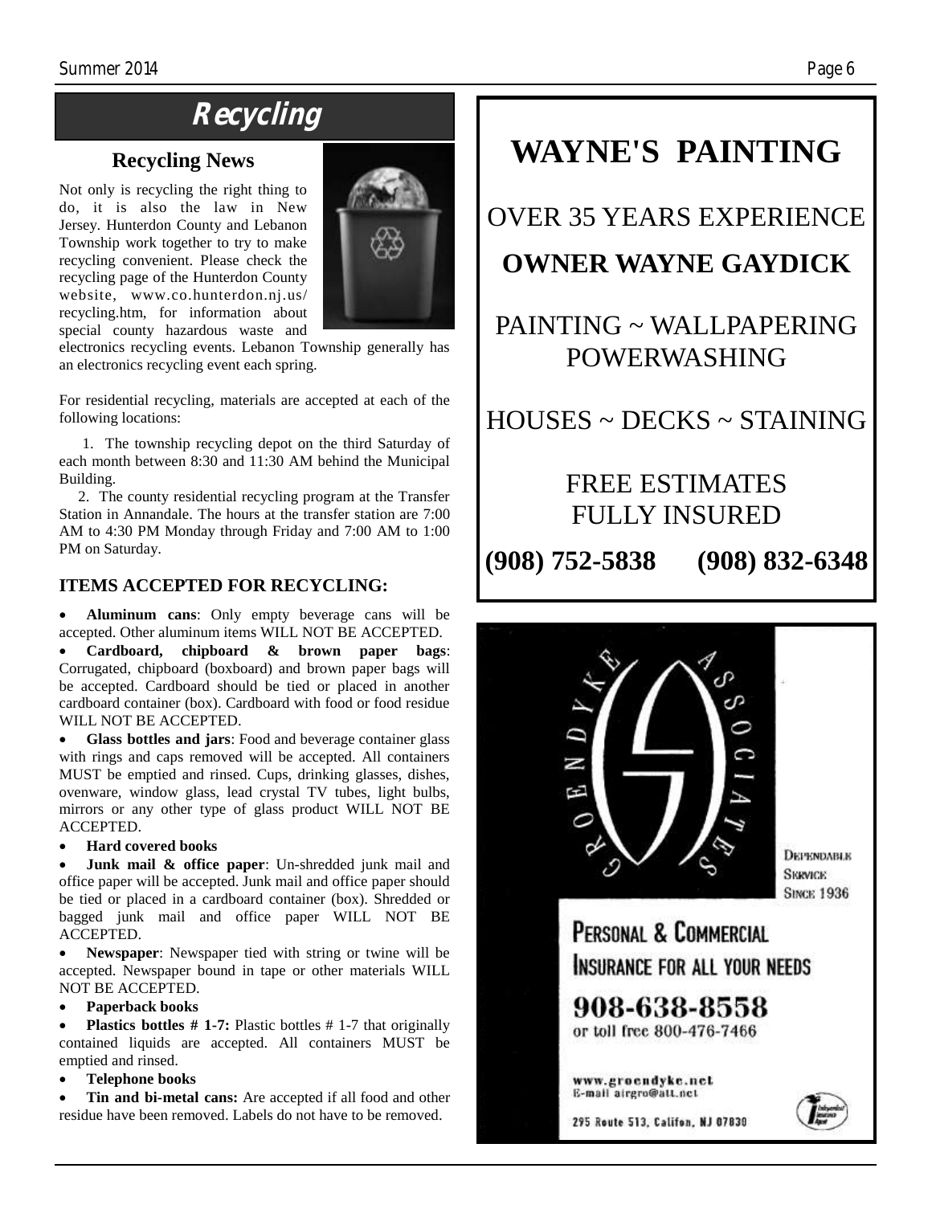# Recycling

## Recycling News

Not only is recycling the right thing to do, it is also the law in New Jersey. Hunterdon County and Lebanon Township work together to try to make recycling convenient. Please check the recycling page of the Hunterdon County website, www.co.hunterdon.nj.us/recycling.htm, for information about special county hazardous waste and electronics recycling events. Lebanon Township generally has an electronics recycling event each spring.

For residential recycling, materials are accepted at each of the following locations:

1. The township recycling depot on the third Saturday of each month between 8:30 and 11:30 AM behind the Municipal Building.
2. The county residential recycling program at the Transfer Station in Annandale. The hours at the transfer station are 7:00 AM to 4:30 PM Monday through Friday and 7:00 AM to 1:00 PM on Saturday.

### ITEMS ACCEPTED FOR RECYCLING:

- **Aluminum cans**: Only empty beverage cans will be accepted. Other aluminum items WILL NOT BE ACCEPTED.
- **Cardboard, chipboard & brown paper bags**: Corrugated, chipboard (boxboard) and brown paper bags will be accepted. Cardboard should be tied or placed in another cardboard container (box). Cardboard with food or food residue WILL NOT BE ACCEPTED.
- **Glass bottles and jars**: Food and beverage container glass with rings and caps removed will be accepted. All containers MUST be emptied and rinsed. Cups, drinking glasses, dishes, ovenware, window glass, lead crystal TV tubes, light bulbs, mirrors or any other type of glass product WILL NOT BE ACCEPTED.
- **Hard covered books**
- **Junk mail & office paper**: Un-shredded junk mail and office paper will be accepted. Junk mail and office paper should be tied or placed in a cardboard container (box). Shredded or bagged junk mail and office paper WILL NOT BE ACCEPTED.
- **Newspaper**: Newspaper tied with string or twine will be accepted. Newspaper bound in tape or other materials WILL NOT BE ACCEPTED.
- **Paperback books**
- **Plastics bottles # 1-7:** Plastic bottles # 1-7 that originally contained liquids are accepted. All containers MUST be emptied and rinsed.
- **Telephone books**
- **Tin and bi-metal cans:** Are accepted if all food and other residue have been removed. Labels do not have to be removed.

---

# WAYNE'S PAINTING

OVER 35 YEARS EXPERIENCE

**OWNER WAYNE GAYDICK**

PAINTING ~ WALLPAPERING
POWERWASHING

HOUSES ~ DECKS ~ STAINING

FREE ESTIMATES
FULLY INSURED

**(908) 752-5838 (908) 832-6348**

---

GROENDYKE ASSOCIATES

Dependable Service Since 1936

PERSONAL & COMMERCIAL
INSURANCE FOR ALL YOUR NEEDS

**908-638-8558**
or toll free 800-476-7466

www.groendyke.net
E-mail airgro@att.net

295 Route 513, Califon, NJ 07830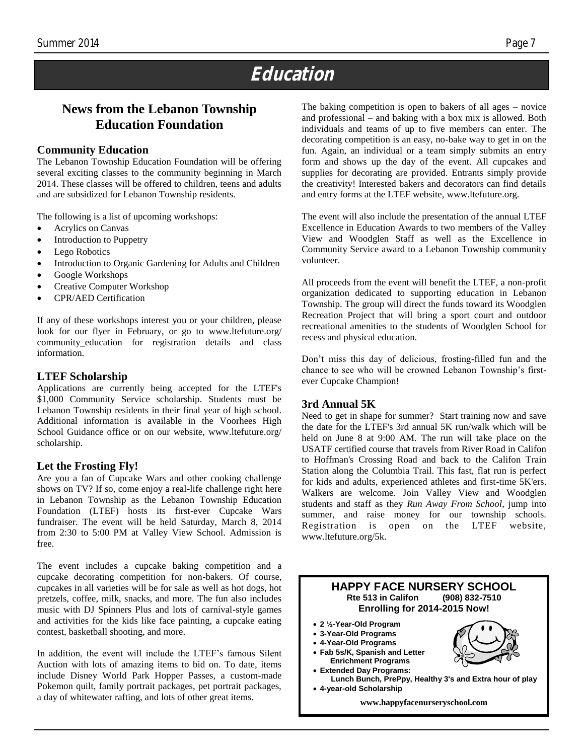# Education

## News from the Lebanon Township Education Foundation

### Community Education

The Lebanon Township Education Foundation will be offering several exciting classes to the community beginning in March 2014. These classes will be offered to children, teens and adults and are subsidized for Lebanon Township residents.

The following is a list of upcoming workshops:

- Acrylics on Canvas
- Introduction to Puppetry
- Lego Robotics
- Introduction to Organic Gardening for Adults and Children
- Google Workshops
- Creative Computer Workshop
- CPR/AED Certification

If any of these workshops interest you or your children, please look for our flyer in February, or go to www.ltefuture.org/community_education for registration details and class information.

### LTEF Scholarship

Applications are currently being accepted for the LTEF's $1,000 Community Service scholarship. Students must be Lebanon Township residents in their final year of high school. Additional information is available in the Voorhees High School Guidance office or on our website, www.ltefuture.org/scholarship.

### Let the Frosting Fly!

Are you a fan of Cupcake Wars and other cooking challenge shows on TV? If so, come enjoy a real-life challenge right here in Lebanon Township as the Lebanon Township Education Foundation (LTEF) hosts its first-ever Cupcake Wars fundraiser. The event will be held Saturday, March 8, 2014 from 2:30 to 5:00 PM at Valley View School. Admission is free.

The event includes a cupcake baking competition and a cupcake decorating competition for non-bakers. Of course, cupcakes in all varieties will be for sale as well as hot dogs, hot pretzels, coffee, milk, snacks, and more. The fun also includes music with DJ Spinners Plus and lots of carnival-style games and activities for the kids like face painting, a cupcake eating contest, basketball shooting, and more.

In addition, the event will include the LTEF's famous Silent Auction with lots of amazing items to bid on. To date, items include Disney World Park Hopper Passes, a custom-made Pokemon quilt, family portrait packages, pet portrait packages, a day of whitewater rafting, and lots of other great items.

The baking competition is open to bakers of all ages – novice and professional – and baking with a box mix is allowed. Both individuals and teams of up to five members can enter. The decorating competition is an easy, no-bake way to get in on the fun. Again, an individual or a team simply submits an entry form and shows up the day of the event. All cupcakes and supplies for decorating are provided. Entrants simply provide the creativity! Interested bakers and decorators can find details and entry forms at the LTEF website, www.ltefuture.org.

The event will also include the presentation of the annual LTEF Excellence in Education Awards to two members of the Valley View and Woodglen Staff as well as the Excellence in Community Service award to a Lebanon Township community volunteer.

All proceeds from the event will benefit the LTEF, a non-profit organization dedicated to supporting education in Lebanon Township. The group will direct the funds toward its Woodglen Recreation Project that will bring a sport court and outdoor recreational amenities to the students of Woodglen School for recess and physical education.

Don't miss this day of delicious, frosting-filled fun and the chance to see who will be crowned Lebanon Township's first-ever Cupcake Champion!

### 3rd Annual 5K

Need to get in shape for summer? Start training now and save the date for the LTEF's 3rd annual 5K run/walk which will be held on June 8 at 9:00 AM. The run will take place on the USATF certified course that travels from River Road in Califon to Hoffman's Crossing Road and back to the Califon Train Station along the Columbia Trail. This fast, flat run is perfect for kids and adults, experienced athletes and first-time 5K'ers. Walkers are welcome. Join Valley View and Woodglen students and staff as they *Run Away From School*, jump into summer, and raise money for our township schools. Registration is open on the LTEF website, www.ltefuture.org/5k.

---

**HAPPY FACE NURSERY SCHOOL**
**Rte 513 in Califon (908) 832-7510**
**Enrolling for 2014-2015 Now!**

- **2 ½-Year-Old Program**
- **3-Year-Old Programs**
- **4-Year-Old Programs**
- **Fab 5s/K, Spanish and Letter Enrichment Programs**
- **Extended Day Programs: Lunch Bunch, PrePpy, Healthy 3's and Extra hour of play**
- **4-year-old Scholarship**

**www.happyfacenurseryschool.com**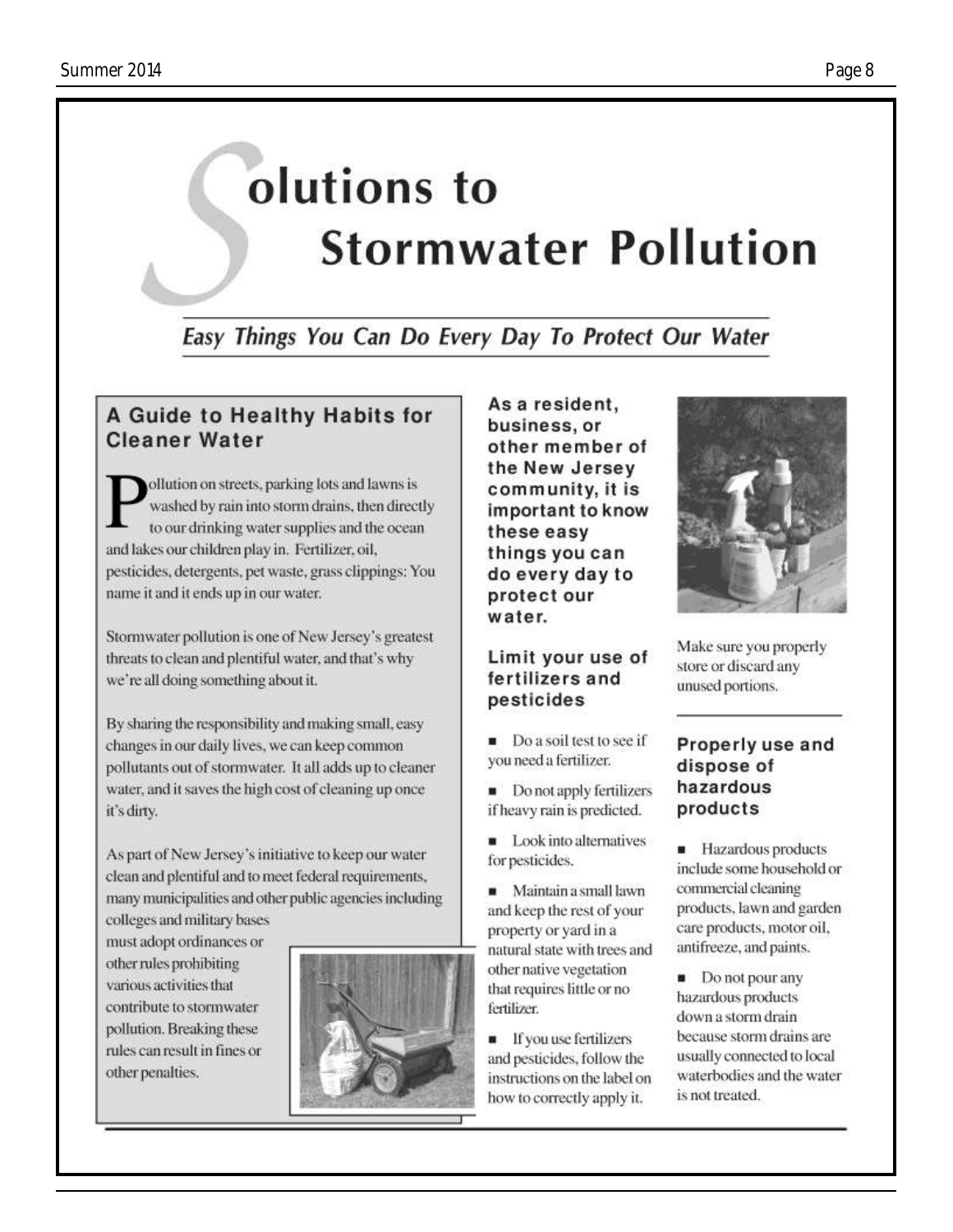# Solutions to Stormwater Pollution

*Easy Things You Can Do Every Day To Protect Our Water*

## A Guide to Healthy Habits for Cleaner Water

Pollution on streets, parking lots and lawns is washed by rain into storm drains, then directly to our drinking water supplies and the ocean and lakes our children play in. Fertilizer, oil, pesticides, detergents, pet waste, grass clippings: You name it and it ends up in our water.

Stormwater pollution is one of New Jersey's greatest threats to clean and plentiful water, and that's why we're all doing something about it.

By sharing the responsibility and making small, easy changes in our daily lives, we can keep common pollutants out of stormwater. It all adds up to cleaner water, and it saves the high cost of cleaning up once it's dirty.

As part of New Jersey's initiative to keep our water clean and plentiful and to meet federal requirements, many municipalities and other public agencies including colleges and military bases must adopt ordinances or other rules prohibiting various activities that contribute to stormwater pollution. Breaking these rules can result in fines or other penalties.

**As a resident, business, or other member of the New Jersey community, it is important to know these easy things you can do every day to protect our water.**

### Limit your use of fertilizers and pesticides

- Do a soil test to see if you need a fertilizer.
- Do not apply fertilizers if heavy rain is predicted.
- Look into alternatives for pesticides.
- Maintain a small lawn and keep the rest of your property or yard in a natural state with trees and other native vegetation that requires little or no fertilizer.
- If you use fertilizers and pesticides, follow the instructions on the label on how to correctly apply it.

Make sure you properly store or discard any unused portions.

### Properly use and dispose of hazardous products

- Hazardous products include some household or commercial cleaning products, lawn and garden care products, motor oil, antifreeze, and paints.
- Do not pour any hazardous products down a storm drain because storm drains are usually connected to local waterbodies and the water is not treated.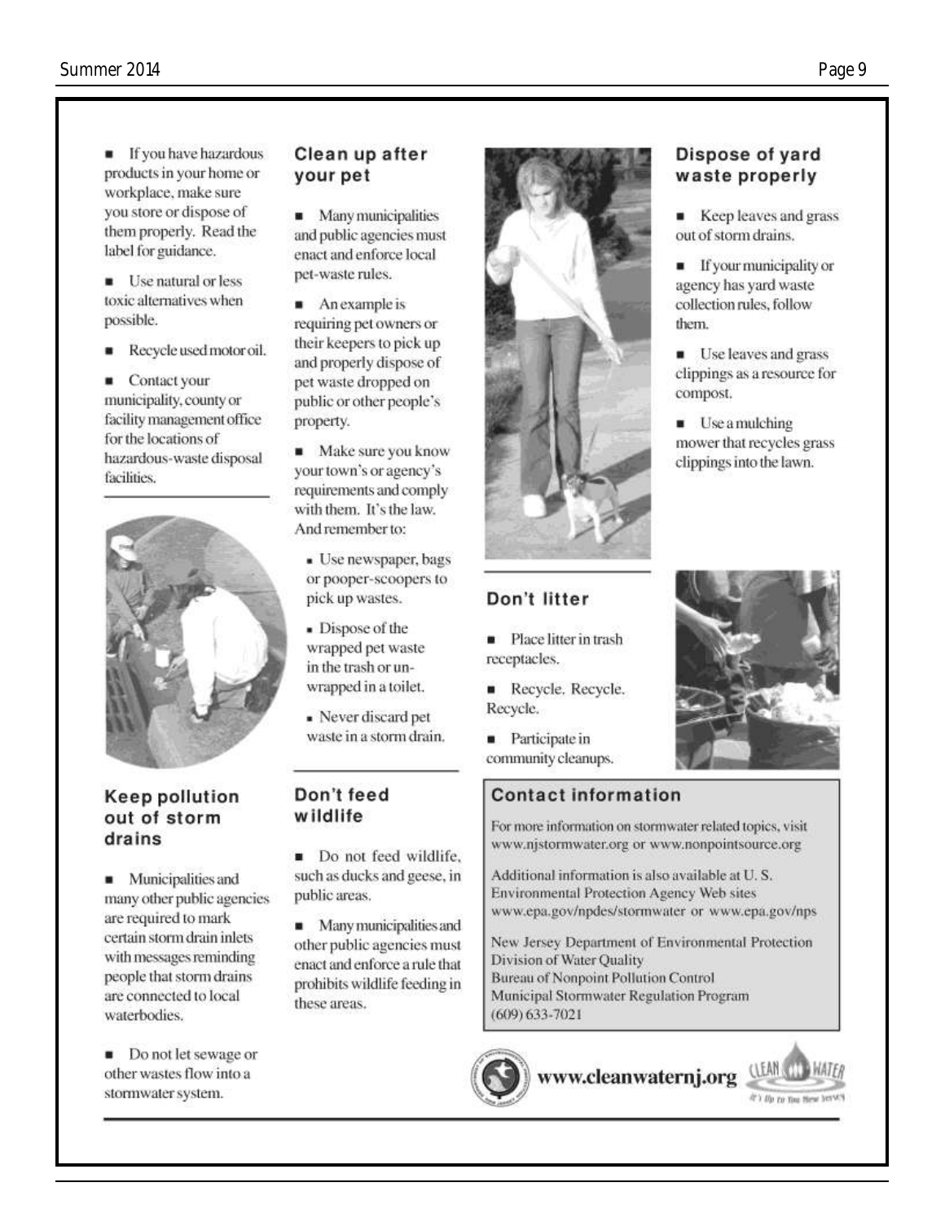- If you have hazardous products in your home or workplace, make sure you store or dispose of them properly. Read the label for guidance.
- Use natural or less toxic alternatives when possible.
- Recycle used motor oil.
- Contact your municipality, county or facility management office for the locations of hazardous-waste disposal facilities.

## Keep pollution out of storm drains

- Municipalities and many other public agencies are required to mark certain storm drain inlets with messages reminding people that storm drains are connected to local waterbodies.
- Do not let sewage or other wastes flow into a stormwater system.

## Clean up after your pet

- Many municipalities and public agencies must enact and enforce local pet-waste rules.
- An example is requiring pet owners or their keepers to pick up and properly dispose of pet waste dropped on public or other people's property.
- Make sure you know your town's or agency's requirements and comply with them. It's the law. And remember to:
  - Use newspaper, bags or pooper-scoopers to pick up wastes.
  - Dispose of the wrapped pet waste in the trash or unwrapped in a toilet.
  - Never discard pet waste in a storm drain.

## Don't feed wildlife

- Do not feed wildlife, such as ducks and geese, in public areas.
- Many municipalities and other public agencies must enact and enforce a rule that prohibits wildlife feeding in these areas.

## Dispose of yard waste properly

- Keep leaves and grass out of storm drains.
- If your municipality or agency has yard waste collection rules, follow them.
- Use leaves and grass clippings as a resource for compost.
- Use a mulching mower that recycles grass clippings into the lawn.

## Don't litter

- Place litter in trash receptacles.
- Recycle. Recycle. Recycle.
- Participate in community cleanups.

## Contact information

For more information on stormwater related topics, visit www.njstormwater.org or www.nonpointsource.org

Additional information is also available at U. S. Environmental Protection Agency Web sites www.epa.gov/npdes/stormwater or www.epa.gov/nps

New Jersey Department of Environmental Protection
Division of Water Quality
Bureau of Nonpoint Pollution Control
Municipal Stormwater Regulation Program
(609) 633-7021

www.cleanwaternj.org

CLEAN WATER — It's Up to You New Jersey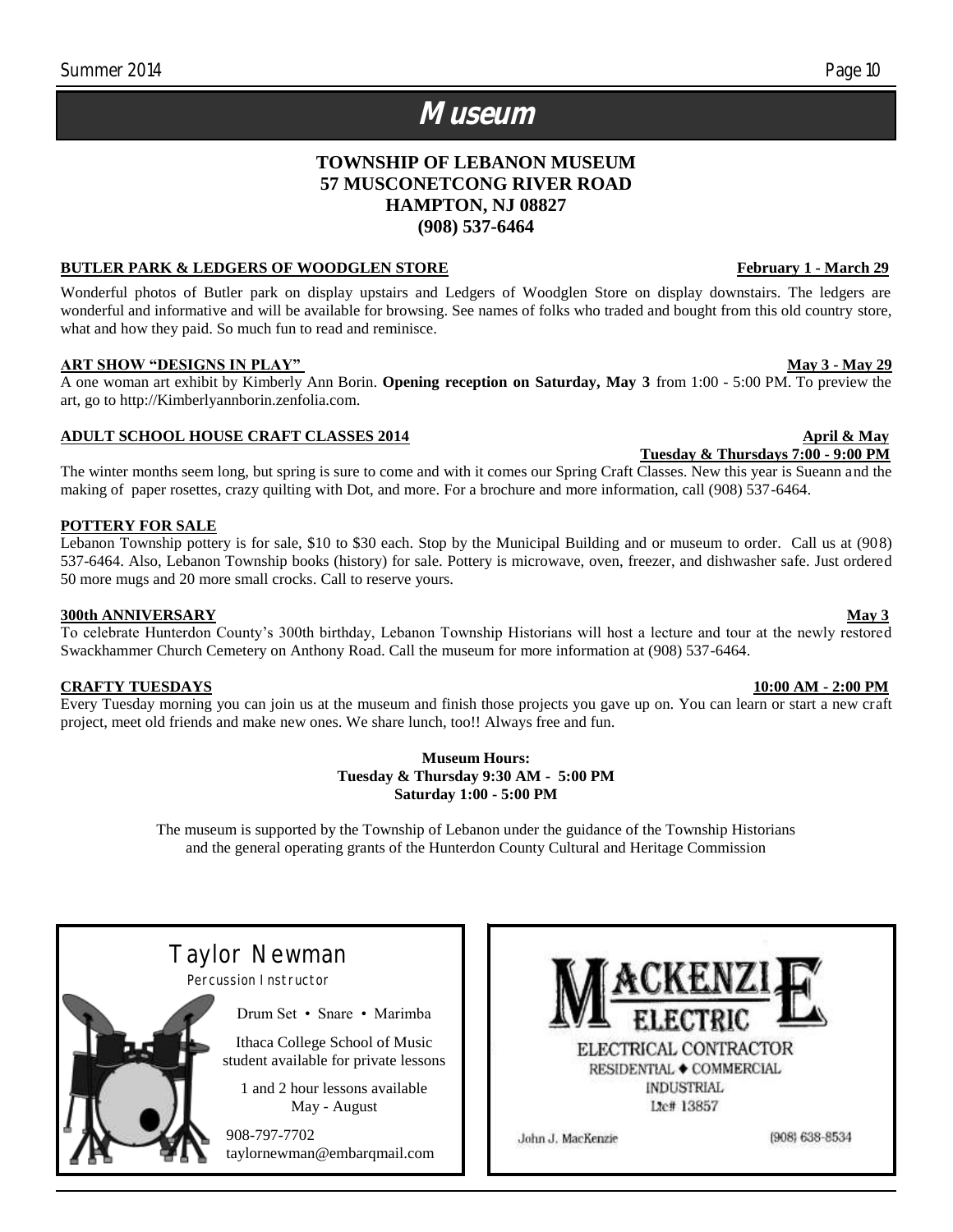# Museum

**TOWNSHIP OF LEBANON MUSEUM**
**57 MUSCONETCONG RIVER ROAD**
**HAMPTON, NJ 08827**
**(908) 537-6464**

**BUTLER PARK & LEDGERS OF WOODGLEN STORE** — **February 1 - March 29**

Wonderful photos of Butler park on display upstairs and Ledgers of Woodglen Store on display downstairs. The ledgers are wonderful and informative and will be available for browsing. See names of folks who traded and bought from this old country store, what and how they paid. So much fun to read and reminisce.

**ART SHOW "DESIGNS IN PLAY"** — **May 3 - May 29**

A one woman art exhibit by Kimberly Ann Borin. **Opening reception on Saturday, May 3** from 1:00 - 5:00 PM. To preview the art, go to http://Kimberlyannborin.zenfolia.com.

**ADULT SCHOOL HOUSE CRAFT CLASSES 2014** — **April & May**
**Tuesday & Thursdays 7:00 - 9:00 PM**

The winter months seem long, but spring is sure to come and with it comes our Spring Craft Classes. New this year is Sueann and the making of paper rosettes, crazy quilting with Dot, and more. For a brochure and more information, call (908) 537-6464.

**POTTERY FOR SALE**

Lebanon Township pottery is for sale, $10 to $30 each. Stop by the Municipal Building and or museum to order. Call us at (908) 537-6464. Also, Lebanon Township books (history) for sale. Pottery is microwave, oven, freezer, and dishwasher safe. Just ordered 50 more mugs and 20 more small crocks. Call to reserve yours.

**300th ANNIVERSARY** — **May 3**

To celebrate Hunterdon County's 300th birthday, Lebanon Township Historians will host a lecture and tour at the newly restored Swackhammer Church Cemetery on Anthony Road. Call the museum for more information at (908) 537-6464.

**CRAFTY TUESDAYS** — **10:00 AM - 2:00 PM**

Every Tuesday morning you can join us at the museum and finish those projects you gave up on. You can learn or start a new craft project, meet old friends and make new ones. We share lunch, too!! Always free and fun.

**Museum Hours:**
**Tuesday & Thursday 9:30 AM - 5:00 PM**
**Saturday 1:00 - 5:00 PM**

The museum is supported by the Township of Lebanon under the guidance of the Township Historians and the general operating grants of the Hunterdon County Cultural and Heritage Commission

---

## Taylor Newman

Percussion Instructor

Drum Set • Snare • Marimba

Ithaca College School of Music student available for private lessons

1 and 2 hour lessons available May - August

908-797-7702
taylornewman@embarqmail.com

---

## MACKENZIE ELECTRIC

ELECTRICAL CONTRACTOR
RESIDENTIAL ♦ COMMERCIAL
INDUSTRIAL
Lic# 13857

John J. MacKenzie — (908) 638-8534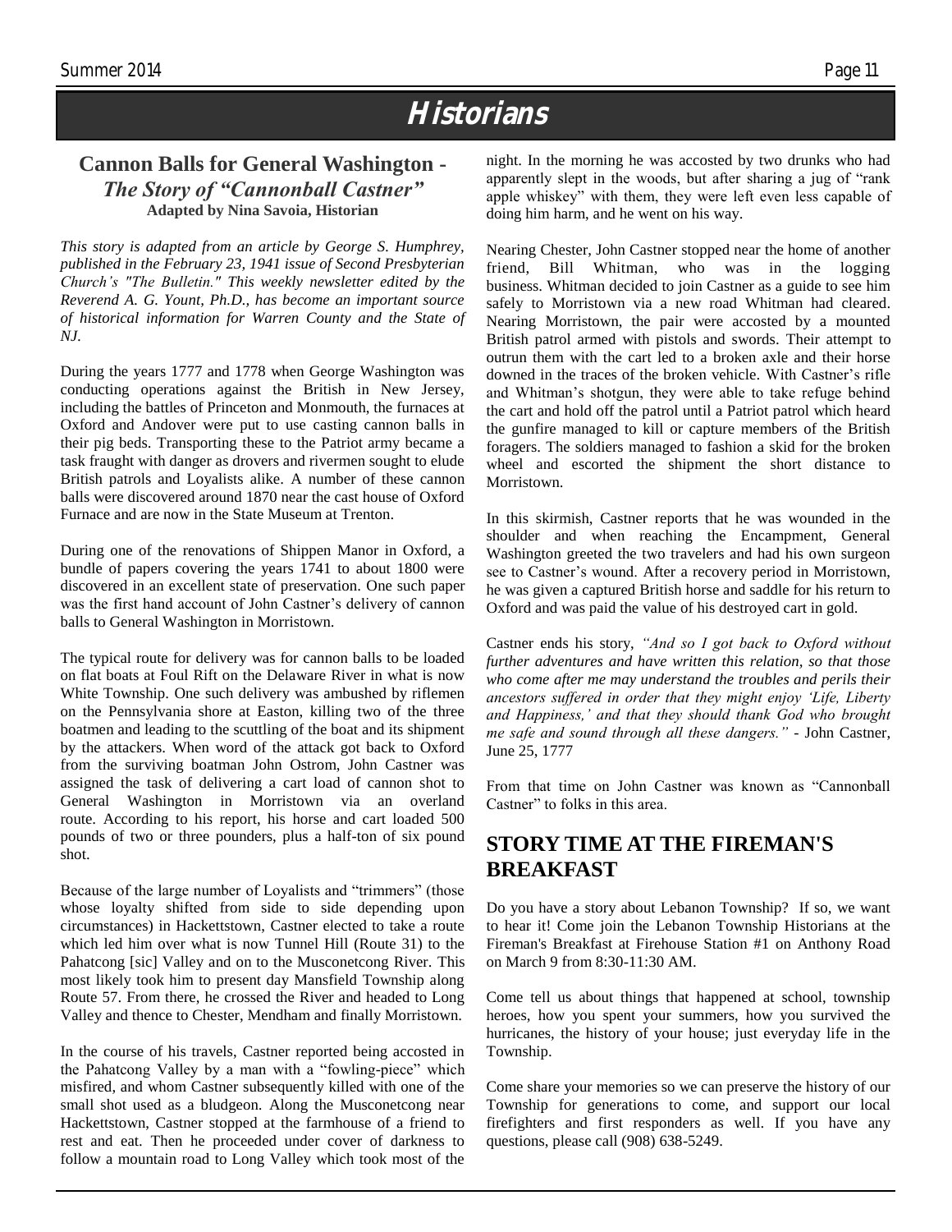# Historians

## Cannon Balls for General Washington - *The Story of "Cannonball Castner"*

**Adapted by Nina Savoia, Historian**

*This story is adapted from an article by George S. Humphrey, published in the February 23, 1941 issue of Second Presbyterian Church's "The Bulletin." This weekly newsletter edited by the Reverend A. G. Yount, Ph.D., has become an important source of historical information for Warren County and the State of NJ.*

During the years 1777 and 1778 when George Washington was conducting operations against the British in New Jersey, including the battles of Princeton and Monmouth, the furnaces at Oxford and Andover were put to use casting cannon balls in their pig beds. Transporting these to the Patriot army became a task fraught with danger as drovers and rivermen sought to elude British patrols and Loyalists alike. A number of these cannon balls were discovered around 1870 near the cast house of Oxford Furnace and are now in the State Museum at Trenton.

During one of the renovations of Shippen Manor in Oxford, a bundle of papers covering the years 1741 to about 1800 were discovered in an excellent state of preservation. One such paper was the first hand account of John Castner's delivery of cannon balls to General Washington in Morristown.

The typical route for delivery was for cannon balls to be loaded on flat boats at Foul Rift on the Delaware River in what is now White Township. One such delivery was ambushed by riflemen on the Pennsylvania shore at Easton, killing two of the three boatmen and leading to the scuttling of the boat and its shipment by the attackers. When word of the attack got back to Oxford from the surviving boatman John Ostrom, John Castner was assigned the task of delivering a cart load of cannon shot to General Washington in Morristown via an overland route. According to his report, his horse and cart loaded 500 pounds of two or three pounders, plus a half-ton of six pound shot.

Because of the large number of Loyalists and "trimmers" (those whose loyalty shifted from side to side depending upon circumstances) in Hackettstown, Castner elected to take a route which led him over what is now Tunnel Hill (Route 31) to the Pahatcong [sic] Valley and on to the Musconetcong River. This most likely took him to present day Mansfield Township along Route 57. From there, he crossed the River and headed to Long Valley and thence to Chester, Mendham and finally Morristown.

In the course of his travels, Castner reported being accosted in the Pahatcong Valley by a man with a "fowling-piece" which misfired, and whom Castner subsequently killed with one of the small shot used as a bludgeon. Along the Musconetcong near Hackettstown, Castner stopped at the farmhouse of a friend to rest and eat. Then he proceeded under cover of darkness to follow a mountain road to Long Valley which took most of the night. In the morning he was accosted by two drunks who had apparently slept in the woods, but after sharing a jug of "rank apple whiskey" with them, they were left even less capable of doing him harm, and he went on his way.

Nearing Chester, John Castner stopped near the home of another friend, Bill Whitman, who was in the logging business. Whitman decided to join Castner as a guide to see him safely to Morristown via a new road Whitman had cleared. Nearing Morristown, the pair were accosted by a mounted British patrol armed with pistols and swords. Their attempt to outrun them with the cart led to a broken axle and their horse downed in the traces of the broken vehicle. With Castner's rifle and Whitman's shotgun, they were able to take refuge behind the cart and hold off the patrol until a Patriot patrol which heard the gunfire managed to kill or capture members of the British foragers. The soldiers managed to fashion a skid for the broken wheel and escorted the shipment the short distance to Morristown.

In this skirmish, Castner reports that he was wounded in the shoulder and when reaching the Encampment, General Washington greeted the two travelers and had his own surgeon see to Castner's wound. After a recovery period in Morristown, he was given a captured British horse and saddle for his return to Oxford and was paid the value of his destroyed cart in gold.

Castner ends his story, *"And so I got back to Oxford without further adventures and have written this relation, so that those who come after me may understand the troubles and perils their ancestors suffered in order that they might enjoy 'Life, Liberty and Happiness,' and that they should thank God who brought me safe and sound through all these dangers."* - John Castner, June 25, 1777

From that time on John Castner was known as "Cannonball Castner" to folks in this area.

## STORY TIME AT THE FIREMAN'S BREAKFAST

Do you have a story about Lebanon Township? If so, we want to hear it! Come join the Lebanon Township Historians at the Fireman's Breakfast at Firehouse Station #1 on Anthony Road on March 9 from 8:30-11:30 AM.

Come tell us about things that happened at school, township heroes, how you spent your summers, how you survived the hurricanes, the history of your house; just everyday life in the Township.

Come share your memories so we can preserve the history of our Township for generations to come, and support our local firefighters and first responders as well. If you have any questions, please call (908) 638-5249.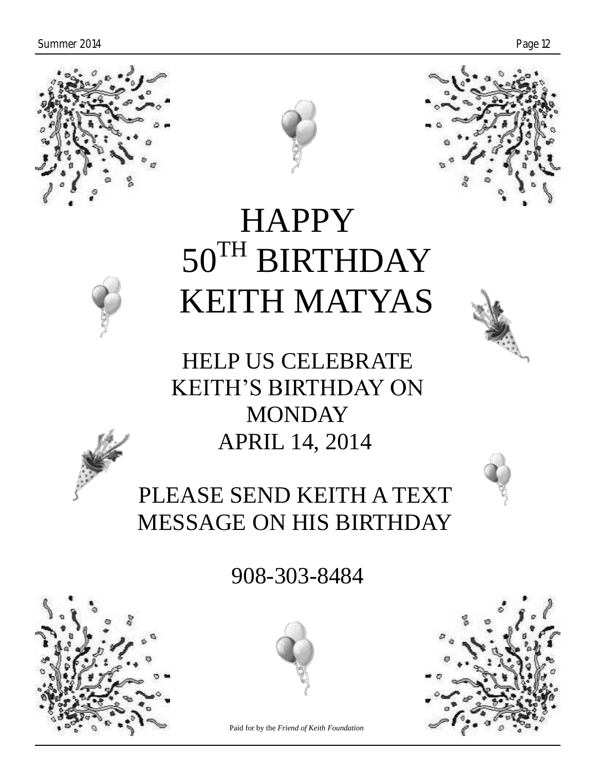# HAPPY 50TH BIRTHDAY KEITH MATYAS

HELP US CELEBRATE KEITH'S BIRTHDAY ON MONDAY APRIL 14, 2014

PLEASE SEND KEITH A TEXT MESSAGE ON HIS BIRTHDAY

908-303-8484

Paid for by the *Friend of Keith Foundation*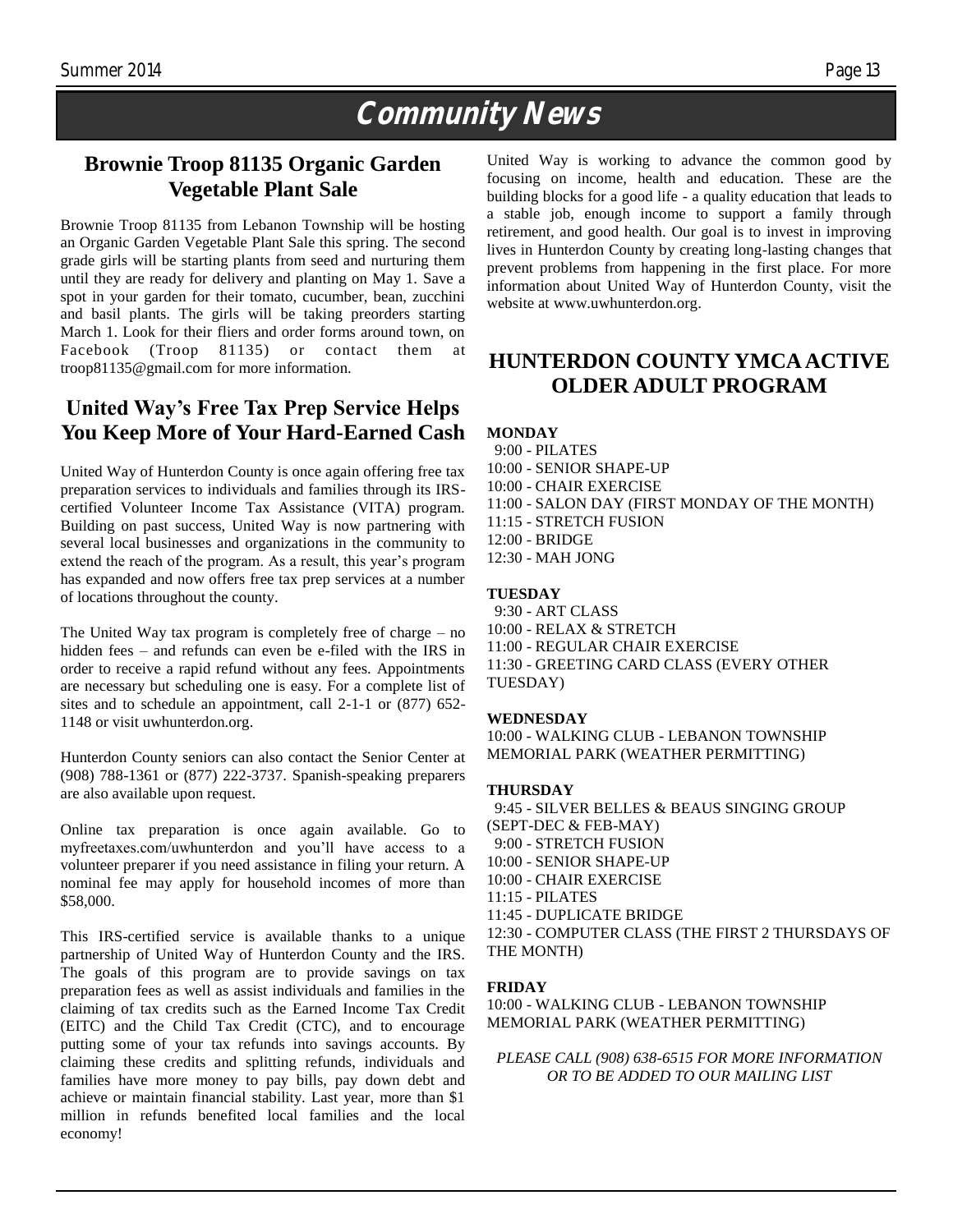# Community News

## Brownie Troop 81135 Organic Garden Vegetable Plant Sale

Brownie Troop 81135 from Lebanon Township will be hosting an Organic Garden Vegetable Plant Sale this spring. The second grade girls will be starting plants from seed and nurturing them until they are ready for delivery and planting on May 1. Save a spot in your garden for their tomato, cucumber, bean, zucchini and basil plants. The girls will be taking preorders starting March 1. Look for their fliers and order forms around town, on Facebook (Troop 81135) or contact them at troop81135@gmail.com for more information.

## United Way's Free Tax Prep Service Helps You Keep More of Your Hard-Earned Cash

United Way of Hunterdon County is once again offering free tax preparation services to individuals and families through its IRS-certified Volunteer Income Tax Assistance (VITA) program. Building on past success, United Way is now partnering with several local businesses and organizations in the community to extend the reach of the program. As a result, this year's program has expanded and now offers free tax prep services at a number of locations throughout the county.

The United Way tax program is completely free of charge – no hidden fees – and refunds can even be e-filed with the IRS in order to receive a rapid refund without any fees. Appointments are necessary but scheduling one is easy. For a complete list of sites and to schedule an appointment, call 2-1-1 or (877) 652-1148 or visit uwhunterdon.org.

Hunterdon County seniors can also contact the Senior Center at (908) 788-1361 or (877) 222-3737. Spanish-speaking preparers are also available upon request.

Online tax preparation is once again available. Go to myfreetaxes.com/uwhunterdon and you'll have access to a volunteer preparer if you need assistance in filing your return. A nominal fee may apply for household incomes of more than $58,000.

This IRS-certified service is available thanks to a unique partnership of United Way of Hunterdon County and the IRS. The goals of this program are to provide savings on tax preparation fees as well as assist individuals and families in the claiming of tax credits such as the Earned Income Tax Credit (EITC) and the Child Tax Credit (CTC), and to encourage putting some of your tax refunds into savings accounts. By claiming these credits and splitting refunds, individuals and families have more money to pay bills, pay down debt and achieve or maintain financial stability. Last year, more than $1 million in refunds benefited local families and the local economy!

United Way is working to advance the common good by focusing on income, health and education. These are the building blocks for a good life - a quality education that leads to a stable job, enough income to support a family through retirement, and good health. Our goal is to invest in improving lives in Hunterdon County by creating long-lasting changes that prevent problems from happening in the first place. For more information about United Way of Hunterdon County, visit the website at www.uwhunterdon.org.

## HUNTERDON COUNTY YMCA ACTIVE OLDER ADULT PROGRAM

**MONDAY**

9:00 - PILATES  
10:00 - SENIOR SHAPE-UP  
10:00 - CHAIR EXERCISE  
11:00 - SALON DAY (FIRST MONDAY OF THE MONTH)  
11:15 - STRETCH FUSION  
12:00 - BRIDGE  
12:30 - MAH JONG

**TUESDAY**

9:30 - ART CLASS  
10:00 - RELAX & STRETCH  
11:00 - REGULAR CHAIR EXERCISE  
11:30 - GREETING CARD CLASS (EVERY OTHER TUESDAY)

**WEDNESDAY**

10:00 - WALKING CLUB - LEBANON TOWNSHIP MEMORIAL PARK (WEATHER PERMITTING)

**THURSDAY**

9:45 - SILVER BELLES & BEAUS SINGING GROUP (SEPT-DEC & FEB-MAY)  
9:00 - STRETCH FUSION  
10:00 - SENIOR SHAPE-UP  
10:00 - CHAIR EXERCISE  
11:15 - PILATES  
11:45 - DUPLICATE BRIDGE  
12:30 - COMPUTER CLASS (THE FIRST 2 THURSDAYS OF THE MONTH)

**FRIDAY**

10:00 - WALKING CLUB - LEBANON TOWNSHIP MEMORIAL PARK (WEATHER PERMITTING)

*PLEASE CALL (908) 638-6515 FOR MORE INFORMATION OR TO BE ADDED TO OUR MAILING LIST*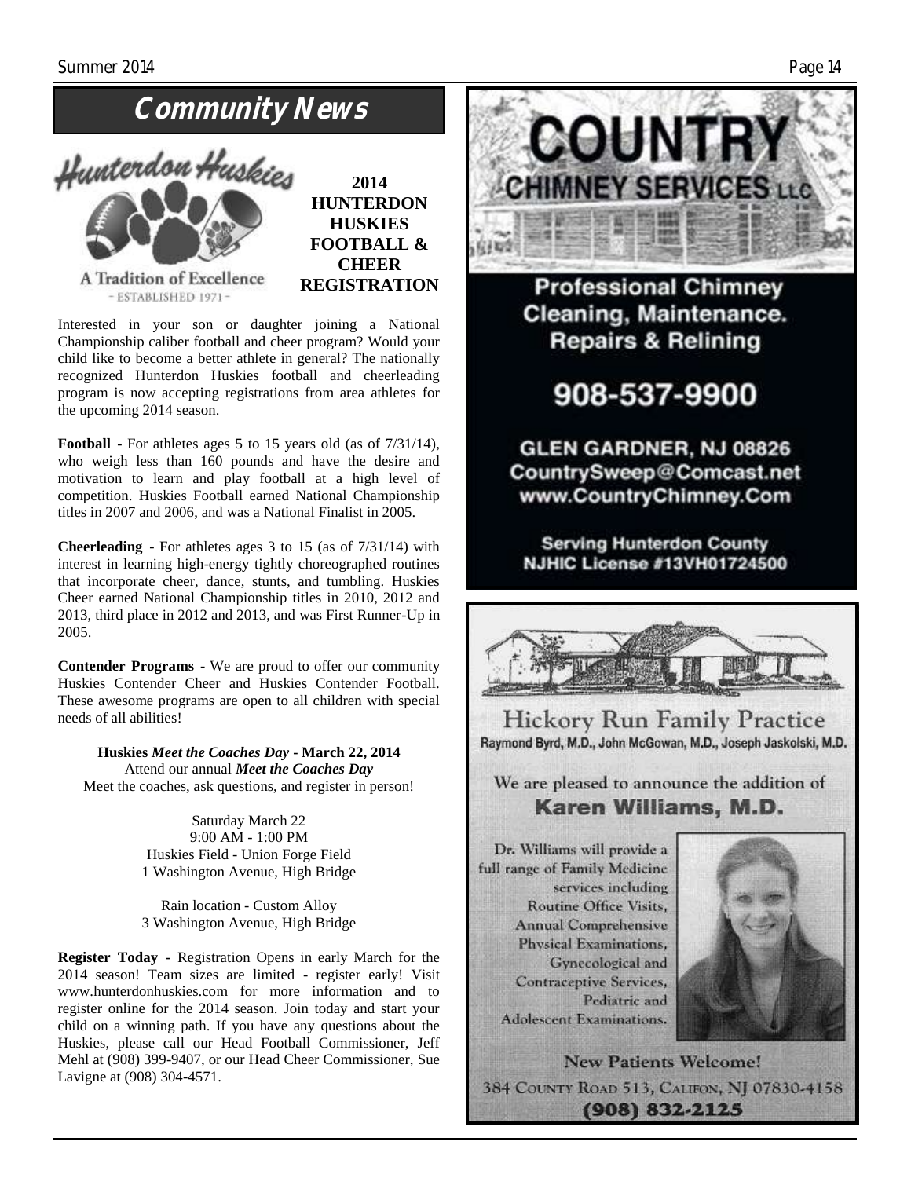# Community News

Hunterdon Huskies

A Tradition of Excellence
- ESTABLISHED 1971 -

## 2014 HUNTERDON HUSKIES FOOTBALL & CHEER REGISTRATION

Interested in your son or daughter joining a National Championship caliber football and cheer program? Would your child like to become a better athlete in general? The nationally recognized Hunterdon Huskies football and cheerleading program is now accepting registrations from area athletes for the upcoming 2014 season.

**Football** - For athletes ages 5 to 15 years old (as of 7/31/14), who weigh less than 160 pounds and have the desire and motivation to learn and play football at a high level of competition. Huskies Football earned National Championship titles in 2007 and 2006, and was a National Finalist in 2005.

**Cheerleading** - For athletes ages 3 to 15 (as of 7/31/14) with interest in learning high-energy tightly choreographed routines that incorporate cheer, dance, stunts, and tumbling. Huskies Cheer earned National Championship titles in 2010, 2012 and 2013, third place in 2012 and 2013, and was First Runner-Up in 2005.

**Contender Programs** - We are proud to offer our community Huskies Contender Cheer and Huskies Contender Football. These awesome programs are open to all children with special needs of all abilities!

**Huskies *Meet the Coaches Day* - March 22, 2014**
Attend our annual ***Meet the Coaches Day***
Meet the coaches, ask questions, and register in person!

Saturday March 22
9:00 AM - 1:00 PM
Huskies Field - Union Forge Field
1 Washington Avenue, High Bridge

Rain location - Custom Alloy
3 Washington Avenue, High Bridge

**Register Today -** Registration Opens in early March for the 2014 season! Team sizes are limited - register early! Visit www.hunterdonhuskies.com for more information and to register online for the 2014 season. Join today and start your child on a winning path. If you have any questions about the Huskies, please call our Head Football Commissioner, Jeff Mehl at (908) 399-9407, or our Head Cheer Commissioner, Sue Lavigne at (908) 304-4571.

---

**COUNTRY CHIMNEY SERVICES LLC**

**Professional Chimney Cleaning, Maintenance. Repairs & Relining**

**908-537-9900**

**GLEN GARDNER, NJ 08826**
**CountrySweep@Comcast.net**
**www.CountryChimney.Com**

**Serving Hunterdon County**
**NJHIC License #13VH01724500**

---

**Hickory Run Family Practice**
Raymond Byrd, M.D., John McGowan, M.D., Joseph Jaskolski, M.D.

We are pleased to announce the addition of
**Karen Williams, M.D.**

Dr. Williams will provide a full range of Family Medicine services including Routine Office Visits, Annual Comprehensive Physical Examinations, Gynecological and Contraceptive Services, Pediatric and Adolescent Examinations.

New Patients Welcome!

384 County Road 513, Califon, NJ 07830-4158
**(908) 832-2125**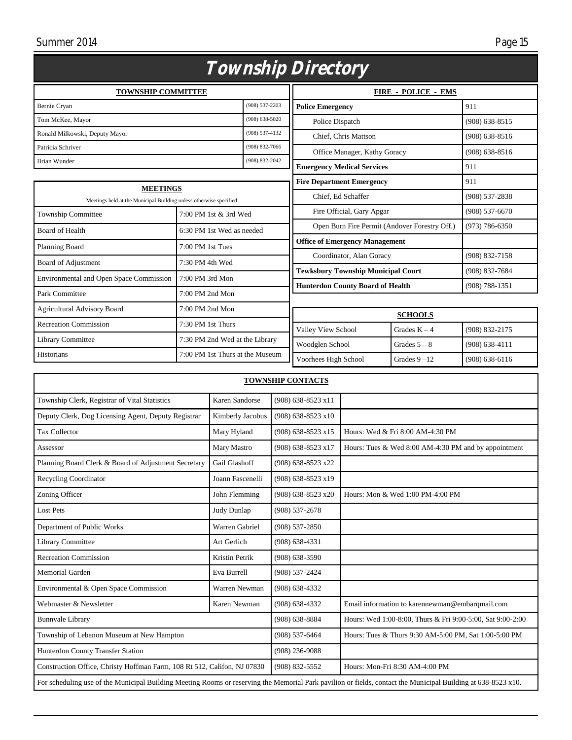# Township Directory

| TOWNSHIP COMMITTEE | |
|---|---|
| Bernie Cryan | (908) 537-2203 |
| Tom McKee, Mayor | (908) 638-5020 |
| Ronald Milkowski, Deputy Mayor | (908) 537-4132 |
| Patricia Schriver | (908) 832-7066 |
| Brian Wunder | (908) 832-2042 |

**MEETINGS**

Meetings held at the Municipal Building unless otherwise specified

| Meeting | Time |
|---|---|
| Township Committee | 7:00 PM 1st & 3rd Wed |
| Board of Health | 6:30 PM 1st Wed as needed |
| Planning Board | 7:00 PM 1st Tues |
| Board of Adjustment | 7:30 PM 4th Wed |
| Environmental and Open Space Commission | 7:00 PM 3rd Mon |
| Park Committee | 7:00 PM 2nd Mon |
| Agricultural Advisory Board | 7:00 PM 2nd Mon |
| Recreation Commission | 7:30 PM 1st Thurs |
| Library Committee | 7:30 PM 2nd Wed at the Library |
| Historians | 7:00 PM 1st Thurs at the Museum |

| FIRE - POLICE - EMS | |
|---|---|
| **Police Emergency** | 911 |
| Police Dispatch | (908) 638-8515 |
| Chief, Chris Mattson | (908) 638-8516 |
| Office Manager, Kathy Goracy | (908) 638-8516 |
| **Emergency Medical Services** | 911 |
| **Fire Department Emergency** | 911 |
| Chief, Ed Schaffer | (908) 537-2838 |
| Fire Official, Gary Apgar | (908) 537-6670 |
| Open Burn Fire Permit (Andover Forestry Off.) | (973) 786-6350 |
| **Office of Emergency Management** | |
| Coordinator, Alan Goracy | (908) 832-7158 |
| **Tewksbury Township Municipal Court** | (908) 832-7684 |
| **Hunterdon County Board of Health** | (908) 788-1351 |

| SCHOOLS | | |
|---|---|---|
| Valley View School | Grades K – 4 | (908) 832-2175 |
| Woodglen School | Grades 5 – 8 | (908) 638-4111 |
| Voorhees High School | Grades 9 –12 | (908) 638-6116 |

| TOWNSHIP CONTACTS | | | |
|---|---|---|---|
| Township Clerk, Registrar of Vital Statistics | Karen Sandorse | (908) 638-8523 x11 | |
| Deputy Clerk, Dog Licensing Agent, Deputy Registrar | Kimberly Jacobus | (908) 638-8523 x10 | |
| Tax Collector | Mary Hyland | (908) 638-8523 x15 | Hours: Wed & Fri 8:00 AM-4:30 PM |
| Assessor | Mary Mastro | (908) 638-8523 x17 | Hours: Tues & Wed 8:00 AM-4:30 PM and by appointment |
| Planning Board Clerk & Board of Adjustment Secretary | Gail Glashoff | (908) 638-8523 x22 | |
| Recycling Coordinator | Joann Fascenelli | (908) 638-8523 x19 | |
| Zoning Officer | John Flemming | (908) 638-8523 x20 | Hours: Mon & Wed 1:00 PM-4:00 PM |
| Lost Pets | Judy Dunlap | (908) 537-2678 | |
| Department of Public Works | Warren Gabriel | (908) 537-2850 | |
| Library Committee | Art Gerlich | (908) 638-4331 | |
| Recreation Commission | Kristin Petrik | (908) 638-3590 | |
| Memorial Garden | Eva Burrell | (908) 537-2424 | |
| Environmental & Open Space Commission | Warren Newman | (908) 638-4332 | |
| Webmaster & Newsletter | Karen Newman | (908) 638-4332 | Email information to karennewman@embarqmail.com |
| Bunnvale Library | | (908) 638-8884 | Hours: Wed 1:00-8:00, Thurs & Fri 9:00-5:00, Sat 9:00-2:00 |
| Township of Lebanon Museum at New Hampton | | (908) 537-6464 | Hours: Tues & Thurs 9:30 AM-5:00 PM, Sat 1:00-5:00 PM |
| Hunterdon County Transfer Station | | (908) 236-9088 | |
| Construction Office, Christy Hoffman Farm, 108 Rt 512, Califon, NJ 07830 | | (908) 832-5552 | Hours: Mon-Fri 8:30 AM-4:00 PM |

For scheduling use of the Municipal Building Meeting Rooms or reserving the Memorial Park pavilion or fields, contact the Municipal Building at 638-8523 x10.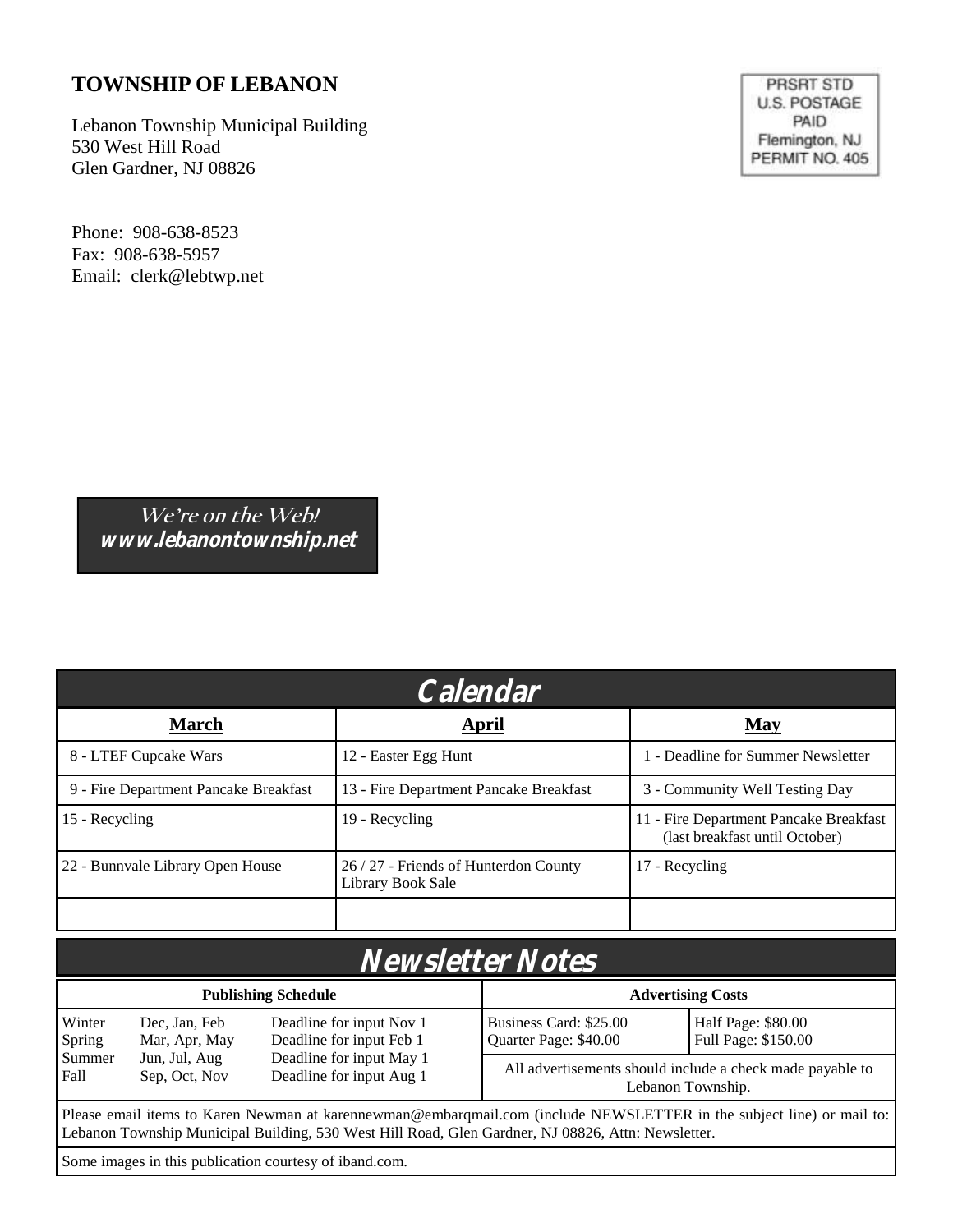**TOWNSHIP OF LEBANON**

Lebanon Township Municipal Building
530 West Hill Road
Glen Gardner, NJ 08826

PRSRT STD
U.S. POSTAGE
PAID
Flemington, NJ
PERMIT NO. 405

Phone: 908-638-8523
Fax: 908-638-5957
Email: clerk@lebtwp.net

*We're on the Web!*
**www.lebanontownship.net**

## Calendar

| March | April | May |
|---|---|---|
| 8 - LTEF Cupcake Wars | 12 - Easter Egg Hunt | 1 - Deadline for Summer Newsletter |
| 9 - Fire Department Pancake Breakfast | 13 - Fire Department Pancake Breakfast | 3 - Community Well Testing Day |
| 15 - Recycling | 19 - Recycling | 11 - Fire Department Pancake Breakfast (last breakfast until October) |
| 22 - Bunnvale Library Open House | 26 / 27 - Friends of Hunterdon County Library Book Sale | 17 - Recycling |
| | | |

## Newsletter Notes

**Publishing Schedule**

| | | |
|---|---|---|
| Winter | Dec, Jan, Feb | Deadline for input Nov 1 |
| Spring | Mar, Apr, May | Deadline for input Feb 1 |
| Summer | Jun, Jul, Aug | Deadline for input May 1 |
| Fall | Sep, Oct, Nov | Deadline for input Aug 1 |

**Advertising Costs**

| | |
|---|---|
| Business Card: $25.00 | Half Page: $80.00 |
| Quarter Page: $40.00 | Full Page: $150.00 |

All advertisements should include a check made payable to Lebanon Township.

Please email items to Karen Newman at karennewman@embarqmail.com (include NEWSLETTER in the subject line) or mail to: Lebanon Township Municipal Building, 530 West Hill Road, Glen Gardner, NJ 08826, Attn: Newsletter.

Some images in this publication courtesy of iband.com.